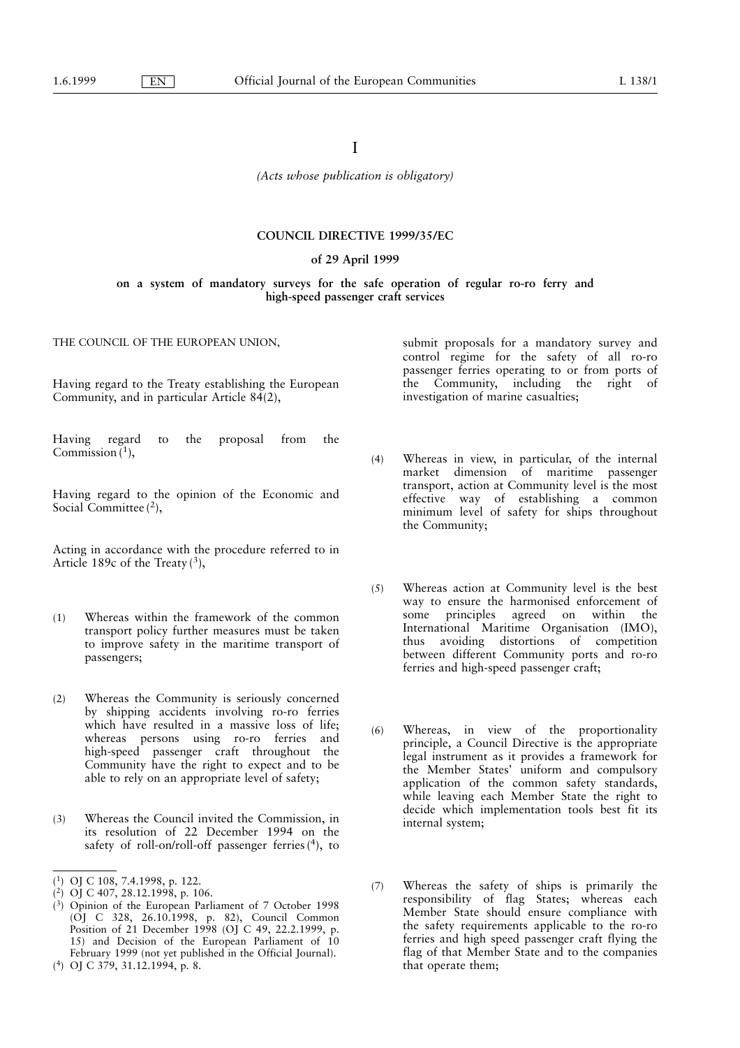I

*(Acts whose publication is obligatory)*

**COUNCIL DIRECTIVE 1999/35/EC**

**of 29 April 1999**

**on a system of mandatory surveys for the safe operation of regular ro-ro ferry and high-speed passenger craft services**

THE COUNCIL OF THE EUROPEAN UNION,

Having regard to the Treaty establishing the European Community, and in particular Article 84(2),

Having regard to the proposal from the Commission [1],

Having regard to the opinion of the Economic and Social Committee [2],

Acting in accordance with the procedure referred to in Article 189c of the Treaty [3],

(1) Whereas within the framework of the common transport policy further measures must be taken to improve safety in the maritime transport of passengers;

(2) Whereas the Community is seriously concerned by shipping accidents involving ro-ro ferries which have resulted in a massive loss of life; whereas persons using ro-ro ferries and high-speed passenger craft throughout the Community have the right to expect and to be able to rely on an appropriate level of safety;

(3) Whereas the Council invited the Commission, in its resolution of 22 December 1994 on the safety of roll-on/roll-off passenger ferries [4], to submit proposals for a mandatory survey and control regime for the safety of all ro-ro passenger ferries operating to or from ports of the Community, including the right of investigation of marine casualties;

(4) Whereas in view, in particular, of the internal market dimension of maritime passenger transport, action at Community level is the most effective way of establishing a common minimum level of safety for ships throughout the Community;

(5) Whereas action at Community level is the best way to ensure the harmonised enforcement of some principles agreed on within the International Maritime Organisation (IMO), thus avoiding distortions of competition between different Community ports and ro-ro ferries and high-speed passenger craft;

(6) Whereas, in view of the proportionality principle, a Council Directive is the appropriate legal instrument as it provides a framework for the Member States' uniform and compulsory application of the common safety standards, while leaving each Member State the right to decide which implementation tools best fit its internal system;

(7) Whereas the safety of ships is primarily the responsibility of flag States; whereas each Member State should ensure compliance with the safety requirements applicable to the ro-ro ferries and high speed passenger craft flying the flag of that Member State and to the companies that operate them;

---

[1] OJ C 108, 7.4.1998, p. 122.

[2] OJ C 407, 28.12.1998, p. 106.

[3] Opinion of the European Parliament of 7 October 1998 (OJ C 328, 26.10.1998, p. 82), Council Common Position of 21 December 1998 (OJ C 49, 22.2.1999, p. 15) and Decision of the European Parliament of 10 February 1999 (not yet published in the Official Journal).

[4] OJ C 379, 31.12.1994, p. 8.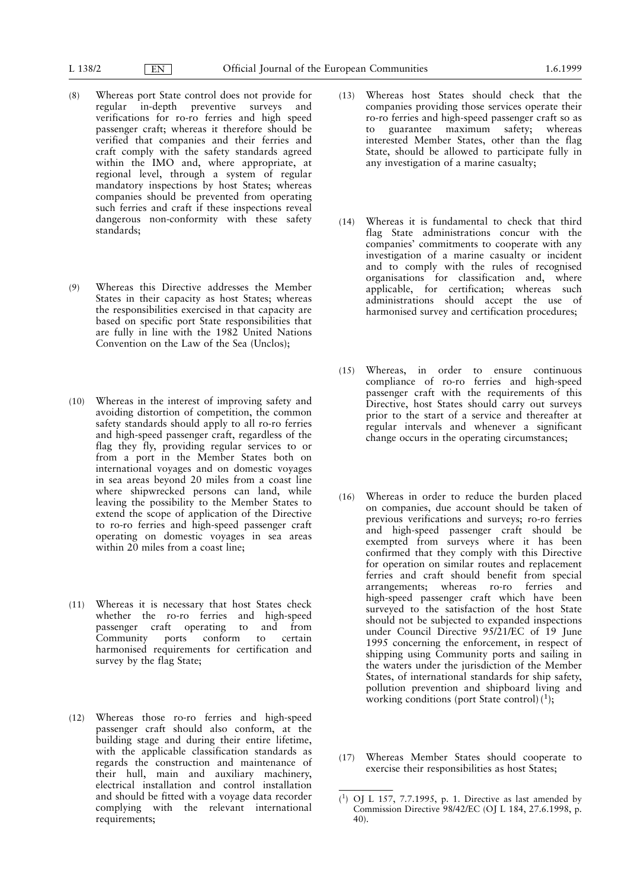(8) Whereas port State control does not provide for regular in-depth preventive surveys and verifications for ro-ro ferries and high speed passenger craft; whereas it therefore should be verified that companies and their ferries and craft comply with the safety standards agreed within the IMO and, where appropriate, at regional level, through a system of regular mandatory inspections by host States; whereas companies should be prevented from operating such ferries and craft if these inspections reveal dangerous non-conformity with these safety standards;

(9) Whereas this Directive addresses the Member States in their capacity as host States; whereas the responsibilities exercised in that capacity are based on specific port State responsibilities that are fully in line with the 1982 United Nations Convention on the Law of the Sea (Unclos);

(10) Whereas in the interest of improving safety and avoiding distortion of competition, the common safety standards should apply to all ro-ro ferries and high-speed passenger craft, regardless of the flag they fly, providing regular services to or from a port in the Member States both on international voyages and on domestic voyages in sea areas beyond 20 miles from a coast line where shipwrecked persons can land, while leaving the possibility to the Member States to extend the scope of application of the Directive to ro-ro ferries and high-speed passenger craft operating on domestic voyages in sea areas within 20 miles from a coast line;

(11) Whereas it is necessary that host States check whether the ro-ro ferries and high-speed passenger craft operating to and from Community ports conform to certain harmonised requirements for certification and survey by the flag State;

(12) Whereas those ro-ro ferries and high-speed passenger craft should also conform, at the building stage and during their entire lifetime, with the applicable classification standards as regards the construction and maintenance of their hull, main and auxiliary machinery, electrical installation and control installation and should be fitted with a voyage data recorder complying with the relevant international requirements;

(13) Whereas host States should check that the companies providing those services operate their ro-ro ferries and high-speed passenger craft so as to guarantee maximum safety; whereas interested Member States, other than the flag State, should be allowed to participate fully in any investigation of a marine casualty;

(14) Whereas it is fundamental to check that third flag State administrations concur with the companies' commitments to cooperate with any investigation of a marine casualty or incident and to comply with the rules of recognised organisations for classification and, where applicable, for certification; whereas such administrations should accept the use of harmonised survey and certification procedures;

(15) Whereas, in order to ensure continuous compliance of ro-ro ferries and high-speed passenger craft with the requirements of this Directive, host States should carry out surveys prior to the start of a service and thereafter at regular intervals and whenever a significant change occurs in the operating circumstances;

(16) Whereas in order to reduce the burden placed on companies, due account should be taken of previous verifications and surveys; ro-ro ferries and high-speed passenger craft should be exempted from surveys where it has been confirmed that they comply with this Directive for operation on similar routes and replacement ferries and craft should benefit from special arrangements; whereas ro-ro ferries and high-speed passenger craft which have been surveyed to the satisfaction of the host State should not be subjected to expanded inspections under Council Directive 95/21/EC of 19 June 1995 concerning the enforcement, in respect of shipping using Community ports and sailing in the waters under the jurisdiction of the Member States, of international standards for ship safety, pollution prevention and shipboard living and working conditions (port State control) [1];

(17) Whereas Member States should cooperate to exercise their responsibilities as host States;

---

[1] OJ L 157, 7.7.1995, p. 1. Directive as last amended by Commission Directive 98/42/EC (OJ L 184, 27.6.1998, p. 40).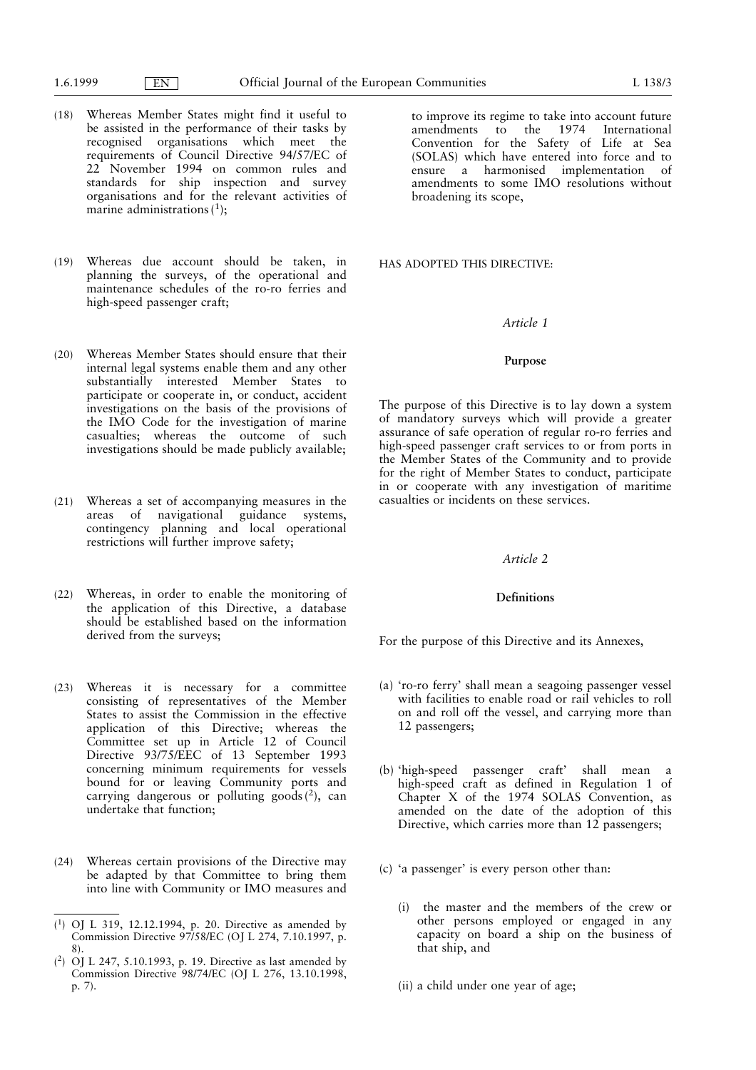(18) Whereas Member States might find it useful to be assisted in the performance of their tasks by recognised organisations which meet the requirements of Council Directive 94/57/EC of 22 November 1994 on common rules and standards for ship inspection and survey organisations and for the relevant activities of marine administrations [1];

(19) Whereas due account should be taken, in planning the surveys, of the operational and maintenance schedules of the ro-ro ferries and high-speed passenger craft;

(20) Whereas Member States should ensure that their internal legal systems enable them and any other substantially interested Member States to participate or cooperate in, or conduct, accident investigations on the basis of the provisions of the IMO Code for the investigation of marine casualties; whereas the outcome of such investigations should be made publicly available;

(21) Whereas a set of accompanying measures in the areas of navigational guidance systems, contingency planning and local operational restrictions will further improve safety;

(22) Whereas, in order to enable the monitoring of the application of this Directive, a database should be established based on the information derived from the surveys;

(23) Whereas it is necessary for a committee consisting of representatives of the Member States to assist the Commission in the effective application of this Directive; whereas the Committee set up in Article 12 of Council Directive 93/75/EEC of 13 September 1993 concerning minimum requirements for vessels bound for or leaving Community ports and carrying dangerous or polluting goods [2], can undertake that function;

(24) Whereas certain provisions of the Directive may be adapted by that Committee to bring them into line with Community or IMO measures and to improve its regime to take into account future amendments to the 1974 International Convention for the Safety of Life at Sea (SOLAS) which have entered into force and to ensure a harmonised implementation of amendments to some IMO resolutions without broadening its scope,

HAS ADOPTED THIS DIRECTIVE:

*Article 1*

**Purpose**

The purpose of this Directive is to lay down a system of mandatory surveys which will provide a greater assurance of safe operation of regular ro-ro ferries and high-speed passenger craft services to or from ports in the Member States of the Community and to provide for the right of Member States to conduct, participate in or cooperate with any investigation of maritime casualties or incidents on these services.

*Article 2*

**Definitions**

For the purpose of this Directive and its Annexes,

(a) 'ro-ro ferry' shall mean a seagoing passenger vessel with facilities to enable road or rail vehicles to roll on and roll off the vessel, and carrying more than 12 passengers;

(b) 'high-speed passenger craft' shall mean a high-speed craft as defined in Regulation 1 of Chapter X of the 1974 SOLAS Convention, as amended on the date of the adoption of this Directive, which carries more than 12 passengers;

(c) 'a passenger' is every person other than:

(i) the master and the members of the crew or other persons employed or engaged in any capacity on board a ship on the business of that ship, and

(ii) a child under one year of age;

---

[1] OJ L 319, 12.12.1994, p. 20. Directive as amended by Commission Directive 97/58/EC (OJ L 274, 7.10.1997, p. 8).

[2] OJ L 247, 5.10.1993, p. 19. Directive as last amended by Commission Directive 98/74/EC (OJ L 276, 13.10.1998, p. 7).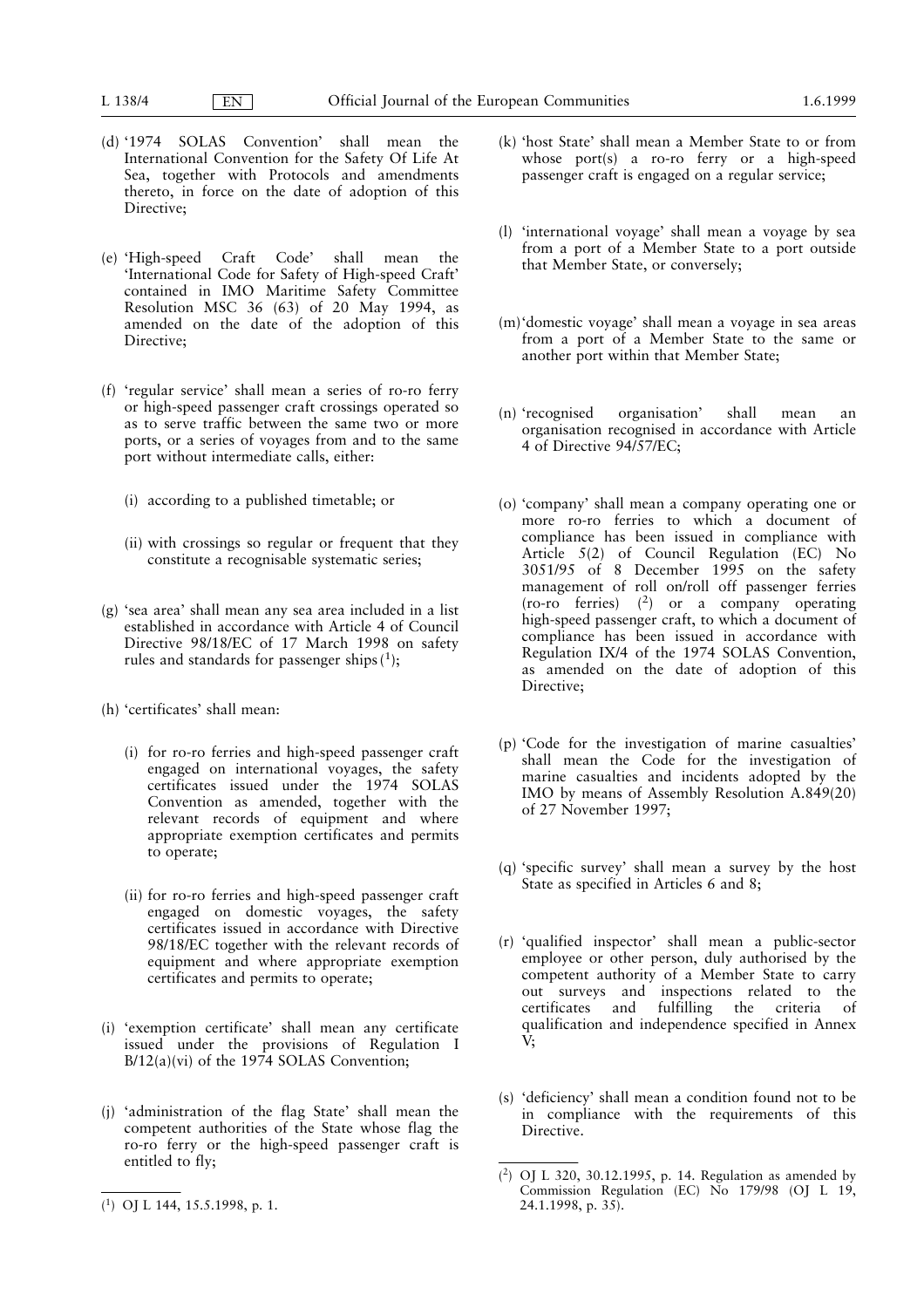(d) '1974 SOLAS Convention' shall mean the International Convention for the Safety Of Life At Sea, together with Protocols and amendments thereto, in force on the date of adoption of this Directive;

(e) 'High-speed Craft Code' shall mean the 'International Code for Safety of High-speed Craft' contained in IMO Maritime Safety Committee Resolution MSC 36 (63) of 20 May 1994, as amended on the date of the adoption of this Directive;

(f) 'regular service' shall mean a series of ro-ro ferry or high-speed passenger craft crossings operated so as to serve traffic between the same two or more ports, or a series of voyages from and to the same port without intermediate calls, either:

   (i) according to a published timetable; or

   (ii) with crossings so regular or frequent that they constitute a recognisable systematic series;

(g) 'sea area' shall mean any sea area included in a list established in accordance with Article 4 of Council Directive 98/18/EC of 17 March 1998 on safety rules and standards for passenger ships [1];

(h) 'certificates' shall mean:

   (i) for ro-ro ferries and high-speed passenger craft engaged on international voyages, the safety certificates issued under the 1974 SOLAS Convention as amended, together with the relevant records of equipment and where appropriate exemption certificates and permits to operate;

   (ii) for ro-ro ferries and high-speed passenger craft engaged on domestic voyages, the safety certificates issued in accordance with Directive 98/18/EC together with the relevant records of equipment and where appropriate exemption certificates and permits to operate;

(i) 'exemption certificate' shall mean any certificate issued under the provisions of Regulation I B/12(a)(vi) of the 1974 SOLAS Convention;

(j) 'administration of the flag State' shall mean the competent authorities of the State whose flag the ro-ro ferry or the high-speed passenger craft is entitled to fly;

(k) 'host State' shall mean a Member State to or from whose port(s) a ro-ro ferry or a high-speed passenger craft is engaged on a regular service;

(l) 'international voyage' shall mean a voyage by sea from a port of a Member State to a port outside that Member State, or conversely;

(m) 'domestic voyage' shall mean a voyage in sea areas from a port of a Member State to the same or another port within that Member State;

(n) 'recognised organisation' shall mean an organisation recognised in accordance with Article 4 of Directive 94/57/EC;

(o) 'company' shall mean a company operating one or more ro-ro ferries to which a document of compliance has been issued in compliance with Article 5(2) of Council Regulation (EC) No 3051/95 of 8 December 1995 on the safety management of roll on/roll off passenger ferries (ro-ro ferries) [2] or a company operating high-speed passenger craft, to which a document of compliance has been issued in accordance with Regulation IX/4 of the 1974 SOLAS Convention, as amended on the date of adoption of this Directive;

(p) 'Code for the investigation of marine casualties' shall mean the Code for the investigation of marine casualties and incidents adopted by the IMO by means of Assembly Resolution A.849(20) of 27 November 1997;

(q) 'specific survey' shall mean a survey by the host State as specified in Articles 6 and 8;

(r) 'qualified inspector' shall mean a public-sector employee or other person, duly authorised by the competent authority of a Member State to carry out surveys and inspections related to the certificates and fulfilling the criteria of qualification and independence specified in Annex V;

(s) 'deficiency' shall mean a condition found not to be in compliance with the requirements of this Directive.

---

[1] OJ L 144, 15.5.1998, p. 1.

[2] OJ L 320, 30.12.1995, p. 14. Regulation as amended by Commission Regulation (EC) No 179/98 (OJ L 19, 24.1.1998, p. 35).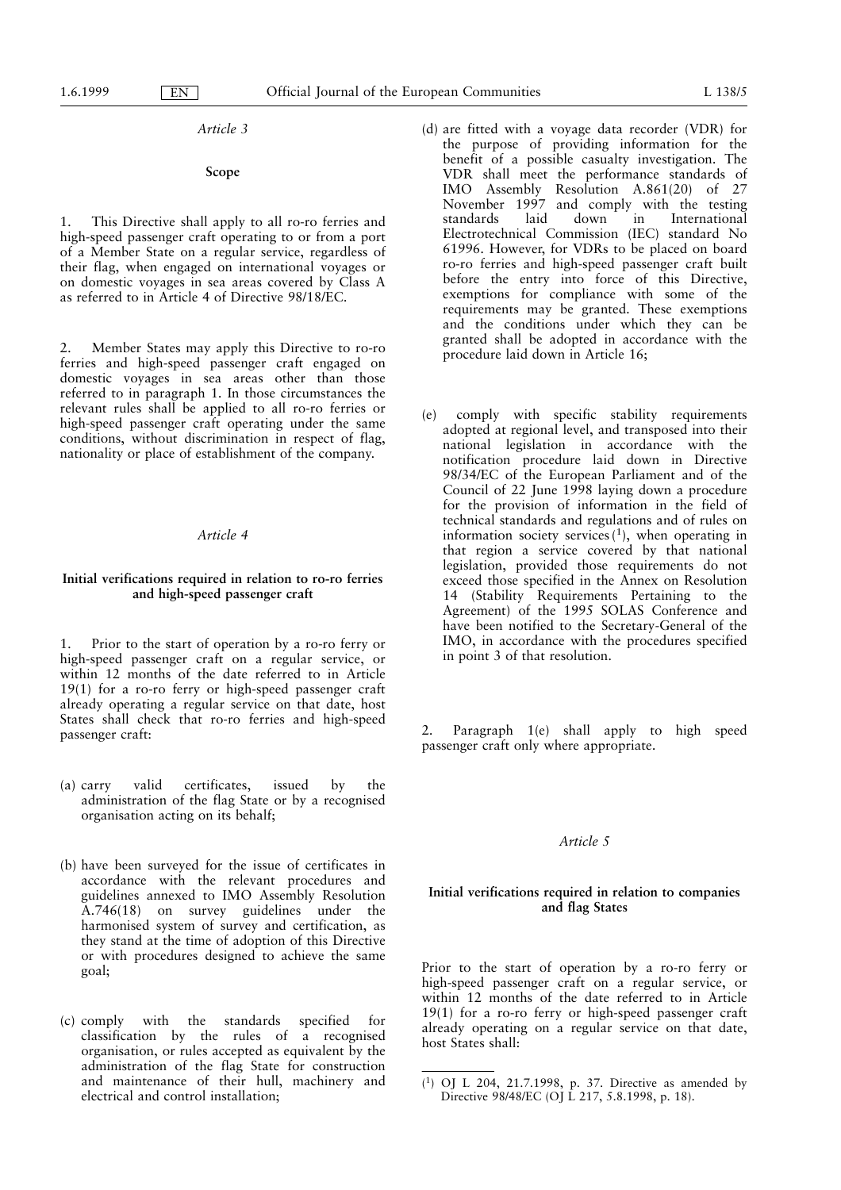*Article 3*

**Scope**

1. This Directive shall apply to all ro-ro ferries and high-speed passenger craft operating to or from a port of a Member State on a regular service, regardless of their flag, when engaged on international voyages or on domestic voyages in sea areas covered by Class A as referred to in Article 4 of Directive 98/18/EC.

2. Member States may apply this Directive to ro-ro ferries and high-speed passenger craft engaged on domestic voyages in sea areas other than those referred to in paragraph 1. In those circumstances the relevant rules shall be applied to all ro-ro ferries or high-speed passenger craft operating under the same conditions, without discrimination in respect of flag, nationality or place of establishment of the company.

*Article 4*

**Initial verifications required in relation to ro-ro ferries and high-speed passenger craft**

1. Prior to the start of operation by a ro-ro ferry or high-speed passenger craft on a regular service, or within 12 months of the date referred to in Article 19(1) for a ro-ro ferry or high-speed passenger craft already operating a regular service on that date, host States shall check that ro-ro ferries and high-speed passenger craft:

(a) carry valid certificates, issued by the administration of the flag State or by a recognised organisation acting on its behalf;

(b) have been surveyed for the issue of certificates in accordance with the relevant procedures and guidelines annexed to IMO Assembly Resolution A.746(18) on survey guidelines under the harmonised system of survey and certification, as they stand at the time of adoption of this Directive or with procedures designed to achieve the same goal;

(c) comply with the standards specified for classification by the rules of a recognised organisation, or rules accepted as equivalent by the administration of the flag State for construction and maintenance of their hull, machinery and electrical and control installation;

(d) are fitted with a voyage data recorder (VDR) for the purpose of providing information for the benefit of a possible casualty investigation. The VDR shall meet the performance standards of IMO Assembly Resolution A.861(20) of 27 November 1997 and comply with the testing standards laid down in International Electrotechnical Commission (IEC) standard No 61996. However, for VDRs to be placed on board ro-ro ferries and high-speed passenger craft built before the entry into force of this Directive, exemptions for compliance with some of the requirements may be granted. These exemptions and the conditions under which they can be granted shall be adopted in accordance with the procedure laid down in Article 16;

(e) comply with specific stability requirements adopted at regional level, and transposed into their national legislation in accordance with the notification procedure laid down in Directive 98/34/EC of the European Parliament and of the Council of 22 June 1998 laying down a procedure for the provision of information in the field of technical standards and regulations and of rules on information society services [1], when operating in that region a service covered by that national legislation, provided those requirements do not exceed those specified in the Annex on Resolution 14 (Stability Requirements Pertaining to the Agreement) of the 1995 SOLAS Conference and have been notified to the Secretary-General of the IMO, in accordance with the procedures specified in point 3 of that resolution.

2. Paragraph 1(e) shall apply to high speed passenger craft only where appropriate.

*Article 5*

**Initial verifications required in relation to companies and flag States**

Prior to the start of operation by a ro-ro ferry or high-speed passenger craft on a regular service, or within 12 months of the date referred to in Article 19(1) for a ro-ro ferry or high-speed passenger craft already operating on a regular service on that date, host States shall:

---

[1] OJ L 204, 21.7.1998, p. 37. Directive as amended by Directive 98/48/EC (OJ L 217, 5.8.1998, p. 18).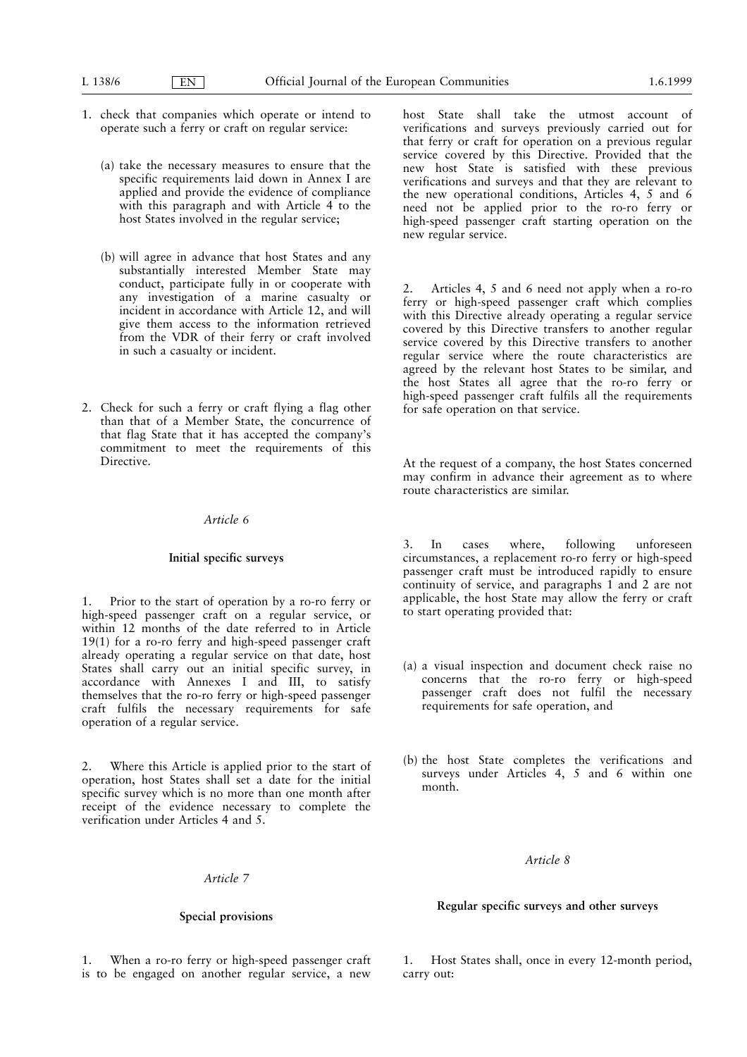1. check that companies which operate or intend to operate such a ferry or craft on regular service:

   (a) take the necessary measures to ensure that the specific requirements laid down in Annex I are applied and provide the evidence of compliance with this paragraph and with Article 4 to the host States involved in the regular service;

   (b) will agree in advance that host States and any substantially interested Member State may conduct, participate fully in or cooperate with any investigation of a marine casualty or incident in accordance with Article 12, and will give them access to the information retrieved from the VDR of their ferry or craft involved in such a casualty or incident.

2. Check for such a ferry or craft flying a flag other than that of a Member State, the concurrence of that flag State that it has accepted the company's commitment to meet the requirements of this Directive.

*Article 6*

**Initial specific surveys**

1. Prior to the start of operation by a ro-ro ferry or high-speed passenger craft on a regular service, or within 12 months of the date referred to in Article 19(1) for a ro-ro ferry and high-speed passenger craft already operating a regular service on that date, host States shall carry out an initial specific survey, in accordance with Annexes I and III, to satisfy themselves that the ro-ro ferry or high-speed passenger craft fulfils the necessary requirements for safe operation of a regular service.

2. Where this Article is applied prior to the start of operation, host States shall set a date for the initial specific survey which is no more than one month after receipt of the evidence necessary to complete the verification under Articles 4 and 5.

*Article 7*

**Special provisions**

1. When a ro-ro ferry or high-speed passenger craft is to be engaged on another regular service, a new host State shall take the utmost account of verifications and surveys previously carried out for that ferry or craft for operation on a previous regular service covered by this Directive. Provided that the new host State is satisfied with these previous verifications and surveys and that they are relevant to the new operational conditions, Articles 4, 5 and 6 need not be applied prior to the ro-ro ferry or high-speed passenger craft starting operation on the new regular service.

2. Articles 4, 5 and 6 need not apply when a ro-ro ferry or high-speed passenger craft which complies with this Directive already operating a regular service covered by this Directive transfers to another regular service covered by this Directive transfers to another regular service where the route characteristics are agreed by the relevant host States to be similar, and the host States all agree that the ro-ro ferry or high-speed passenger craft fulfils all the requirements for safe operation on that service.

At the request of a company, the host States concerned may confirm in advance their agreement as to where route characteristics are similar.

3. In cases where, following unforeseen circumstances, a replacement ro-ro ferry or high-speed passenger craft must be introduced rapidly to ensure continuity of service, and paragraphs 1 and 2 are not applicable, the host State may allow the ferry or craft to start operating provided that:

(a) a visual inspection and document check raise no concerns that the ro-ro ferry or high-speed passenger craft does not fulfil the necessary requirements for safe operation, and

(b) the host State completes the verifications and surveys under Articles 4, 5 and 6 within one month.

*Article 8*

**Regular specific surveys and other surveys**

1. Host States shall, once in every 12-month period, carry out: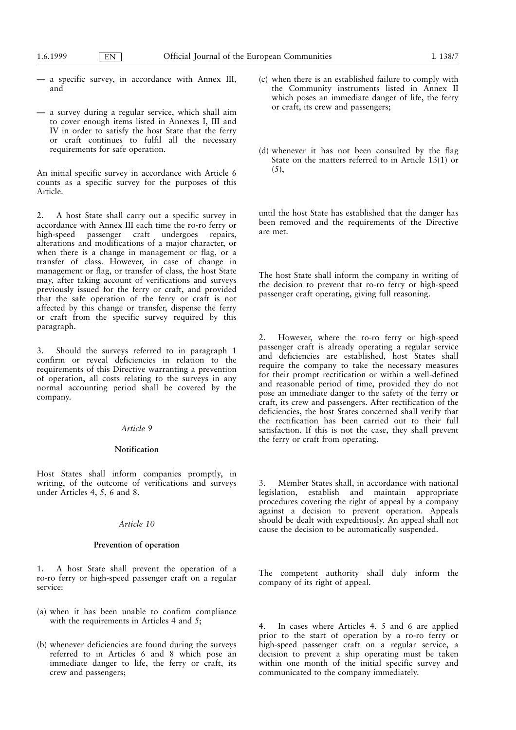— a specific survey, in accordance with Annex III, and

— a survey during a regular service, which shall aim to cover enough items listed in Annexes I, III and IV in order to satisfy the host State that the ferry or craft continues to fulfil all the necessary requirements for safe operation.

An initial specific survey in accordance with Article 6 counts as a specific survey for the purposes of this Article.

2. A host State shall carry out a specific survey in accordance with Annex III each time the ro-ro ferry or high-speed passenger craft undergoes repairs, alterations and modifications of a major character, or when there is a change in management or flag, or a transfer of class. However, in case of change in management or flag, or transfer of class, the host State may, after taking account of verifications and surveys previously issued for the ferry or craft, and provided that the safe operation of the ferry or craft is not affected by this change or transfer, dispense the ferry or craft from the specific survey required by this paragraph.

3. Should the surveys referred to in paragraph 1 confirm or reveal deficiencies in relation to the requirements of this Directive warranting a prevention of operation, all costs relating to the surveys in any normal accounting period shall be covered by the company.

*Article 9*

**Notification**

Host States shall inform companies promptly, in writing, of the outcome of verifications and surveys under Articles 4, 5, 6 and 8.

*Article 10*

**Prevention of operation**

1. A host State shall prevent the operation of a ro-ro ferry or high-speed passenger craft on a regular service:

(a) when it has been unable to confirm compliance with the requirements in Articles 4 and 5;

(b) whenever deficiencies are found during the surveys referred to in Articles 6 and 8 which pose an immediate danger to life, the ferry or craft, its crew and passengers;

(c) when there is an established failure to comply with the Community instruments listed in Annex II which poses an immediate danger of life, the ferry or craft, its crew and passengers;

(d) whenever it has not been consulted by the flag State on the matters referred to in Article 13(1) or (5),

until the host State has established that the danger has been removed and the requirements of the Directive are met.

The host State shall inform the company in writing of the decision to prevent that ro-ro ferry or high-speed passenger craft operating, giving full reasoning.

2. However, where the ro-ro ferry or high-speed passenger craft is already operating a regular service and deficiencies are established, host States shall require the company to take the necessary measures for their prompt rectification or within a well-defined and reasonable period of time, provided they do not pose an immediate danger to the safety of the ferry or craft, its crew and passengers. After rectification of the deficiencies, the host States concerned shall verify that the rectification has been carried out to their full satisfaction. If this is not the case, they shall prevent the ferry or craft from operating.

3. Member States shall, in accordance with national legislation, establish and maintain appropriate procedures covering the right of appeal by a company against a decision to prevent operation. Appeals should be dealt with expeditiously. An appeal shall not cause the decision to be automatically suspended.

The competent authority shall duly inform the company of its right of appeal.

4. In cases where Articles 4, 5 and 6 are applied prior to the start of operation by a ro-ro ferry or high-speed passenger craft on a regular service, a decision to prevent a ship operating must be taken within one month of the initial specific survey and communicated to the company immediately.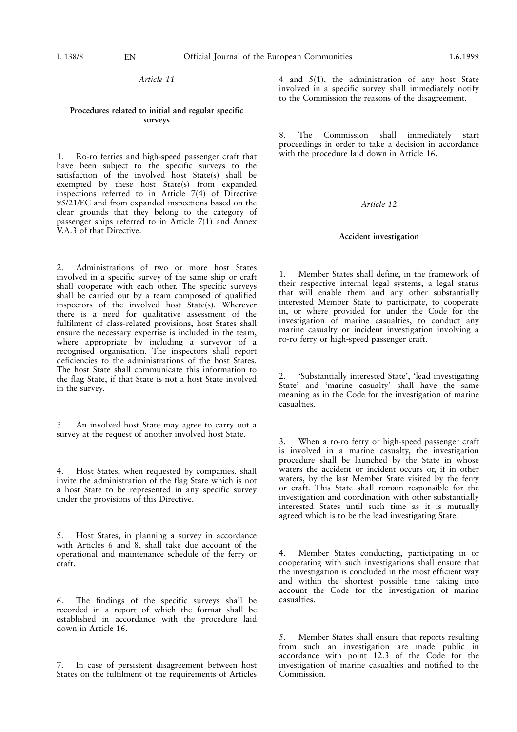*Article 11*

**Procedures related to initial and regular specific surveys**

1. Ro-ro ferries and high-speed passenger craft that have been subject to the specific surveys to the satisfaction of the involved host State(s) shall be exempted by these host State(s) from expanded inspections referred to in Article 7(4) of Directive 95/21/EC and from expanded inspections based on the clear grounds that they belong to the category of passenger ships referred to in Article 7(1) and Annex V.A.3 of that Directive.

2. Administrations of two or more host States involved in a specific survey of the same ship or craft shall cooperate with each other. The specific surveys shall be carried out by a team composed of qualified inspectors of the involved host State(s). Wherever there is a need for qualitative assessment of the fulfilment of class-related provisions, host States shall ensure the necessary expertise is included in the team, where appropriate by including a surveyor of a recognised organisation. The inspectors shall report deficiencies to the administrations of the host States. The host State shall communicate this information to the flag State, if that State is not a host State involved in the survey.

3. An involved host State may agree to carry out a survey at the request of another involved host State.

4. Host States, when requested by companies, shall invite the administration of the flag State which is not a host State to be represented in any specific survey under the provisions of this Directive.

5. Host States, in planning a survey in accordance with Articles 6 and 8, shall take due account of the operational and maintenance schedule of the ferry or craft.

6. The findings of the specific surveys shall be recorded in a report of which the format shall be established in accordance with the procedure laid down in Article 16.

7. In case of persistent disagreement between host States on the fulfilment of the requirements of Articles 4 and 5(1), the administration of any host State involved in a specific survey shall immediately notify to the Commission the reasons of the disagreement.

8. The Commission shall immediately start proceedings in order to take a decision in accordance with the procedure laid down in Article 16.

*Article 12*

**Accident investigation**

1. Member States shall define, in the framework of their respective internal legal systems, a legal status that will enable them and any other substantially interested Member State to participate, to cooperate in, or where provided for under the Code for the investigation of marine casualties, to conduct any marine casualty or incident investigation involving a ro-ro ferry or high-speed passenger craft.

2. 'Substantially interested State', 'lead investigating State' and 'marine casualty' shall have the same meaning as in the Code for the investigation of marine casualties.

3. When a ro-ro ferry or high-speed passenger craft is involved in a marine casualty, the investigation procedure shall be launched by the State in whose waters the accident or incident occurs or, if in other waters, by the last Member State visited by the ferry or craft. This State shall remain responsible for the investigation and coordination with other substantially interested States until such time as it is mutually agreed which is to be the lead investigating State.

4. Member States conducting, participating in or cooperating with such investigations shall ensure that the investigation is concluded in the most efficient way and within the shortest possible time taking into account the Code for the investigation of marine casualties.

5. Member States shall ensure that reports resulting from such an investigation are made public in accordance with point 12.3 of the Code for the investigation of marine casualties and notified to the Commission.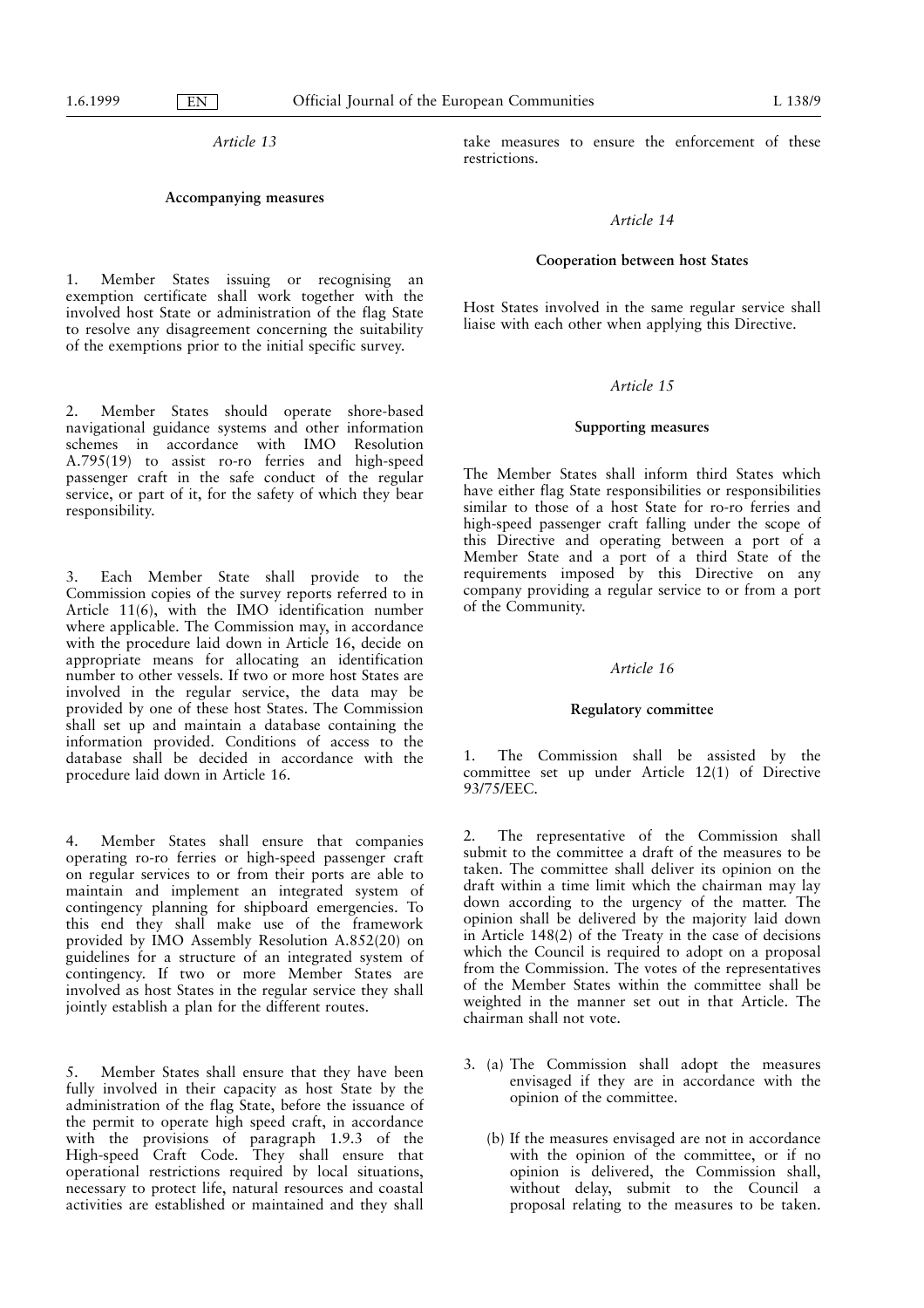*Article 13*

**Accompanying measures**

1. Member States issuing or recognising an exemption certificate shall work together with the involved host State or administration of the flag State to resolve any disagreement concerning the suitability of the exemptions prior to the initial specific survey.

2. Member States should operate shore-based navigational guidance systems and other information schemes in accordance with IMO Resolution A.795(19) to assist ro-ro ferries and high-speed passenger craft in the safe conduct of the regular service, or part of it, for the safety of which they bear responsibility.

3. Each Member State shall provide to the Commission copies of the survey reports referred to in Article 11(6), with the IMO identification number where applicable. The Commission may, in accordance with the procedure laid down in Article 16, decide on appropriate means for allocating an identification number to other vessels. If two or more host States are involved in the regular service, the data may be provided by one of these host States. The Commission shall set up and maintain a database containing the information provided. Conditions of access to the database shall be decided in accordance with the procedure laid down in Article 16.

4. Member States shall ensure that companies operating ro-ro ferries or high-speed passenger craft on regular services to or from their ports are able to maintain and implement an integrated system of contingency planning for shipboard emergencies. To this end they shall make use of the framework provided by IMO Assembly Resolution A.852(20) on guidelines for a structure of an integrated system of contingency. If two or more Member States are involved as host States in the regular service they shall jointly establish a plan for the different routes.

5. Member States shall ensure that they have been fully involved in their capacity as host State by the administration of the flag State, before the issuance of the permit to operate high speed craft, in accordance with the provisions of paragraph 1.9.3 of the High-speed Craft Code. They shall ensure that operational restrictions required by local situations, necessary to protect life, natural resources and coastal activities are established or maintained and they shall take measures to ensure the enforcement of these restrictions.

*Article 14*

**Cooperation between host States**

Host States involved in the same regular service shall liaise with each other when applying this Directive.

*Article 15*

**Supporting measures**

The Member States shall inform third States which have either flag State responsibilities or responsibilities similar to those of a host State for ro-ro ferries and high-speed passenger craft falling under the scope of this Directive and operating between a port of a Member State and a port of a third State of the requirements imposed by this Directive on any company providing a regular service to or from a port of the Community.

*Article 16*

**Regulatory committee**

1. The Commission shall be assisted by the committee set up under Article 12(1) of Directive 93/75/EEC.

2. The representative of the Commission shall submit to the committee a draft of the measures to be taken. The committee shall deliver its opinion on the draft within a time limit which the chairman may lay down according to the urgency of the matter. The opinion shall be delivered by the majority laid down in Article 148(2) of the Treaty in the case of decisions which the Council is required to adopt on a proposal from the Commission. The votes of the representatives of the Member States within the committee shall be weighted in the manner set out in that Article. The chairman shall not vote.

3. (a) The Commission shall adopt the measures envisaged if they are in accordance with the opinion of the committee.

   (b) If the measures envisaged are not in accordance with the opinion of the committee, or if no opinion is delivered, the Commission shall, without delay, submit to the Council a proposal relating to the measures to be taken.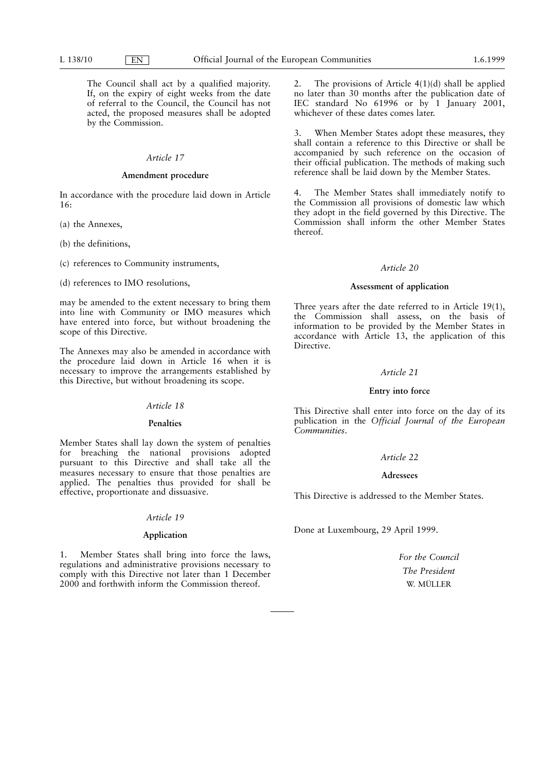The Council shall act by a qualified majority. If, on the expiry of eight weeks from the date of referral to the Council, the Council has not acted, the proposed measures shall be adopted by the Commission.

### *Article 17*

**Amendment procedure**

In accordance with the procedure laid down in Article 16:

(a) the Annexes,

(b) the definitions,

(c) references to Community instruments,

(d) references to IMO resolutions,

may be amended to the extent necessary to bring them into line with Community or IMO measures which have entered into force, but without broadening the scope of this Directive.

The Annexes may also be amended in accordance with the procedure laid down in Article 16 when it is necessary to improve the arrangements established by this Directive, but without broadening its scope.

### *Article 18*

**Penalties**

Member States shall lay down the system of penalties for breaching the national provisions adopted pursuant to this Directive and shall take all the measures necessary to ensure that those penalties are applied. The penalties thus provided for shall be effective, proportionate and dissuasive.

### *Article 19*

**Application**

1. Member States shall bring into force the laws, regulations and administrative provisions necessary to comply with this Directive not later than 1 December 2000 and forthwith inform the Commission thereof.

2. The provisions of Article 4(1)(d) shall be applied no later than 30 months after the publication date of IEC standard No 61996 or by 1 January 2001, whichever of these dates comes later.

3. When Member States adopt these measures, they shall contain a reference to this Directive or shall be accompanied by such reference on the occasion of their official publication. The methods of making such reference shall be laid down by the Member States.

4. The Member States shall immediately notify to the Commission all provisions of domestic law which they adopt in the field governed by this Directive. The Commission shall inform the other Member States thereof.

### *Article 20*

**Assessment of application**

Three years after the date referred to in Article 19(1), the Commission shall assess, on the basis of information to be provided by the Member States in accordance with Article 13, the application of this Directive.

### *Article 21*

**Entry into force**

This Directive shall enter into force on the day of its publication in the *Official Journal of the European Communities*.

### *Article 22*

**Adressees**

This Directive is addressed to the Member States.

Done at Luxembourg, 29 April 1999.

*For the Council*

*The President*

W. MÜLLER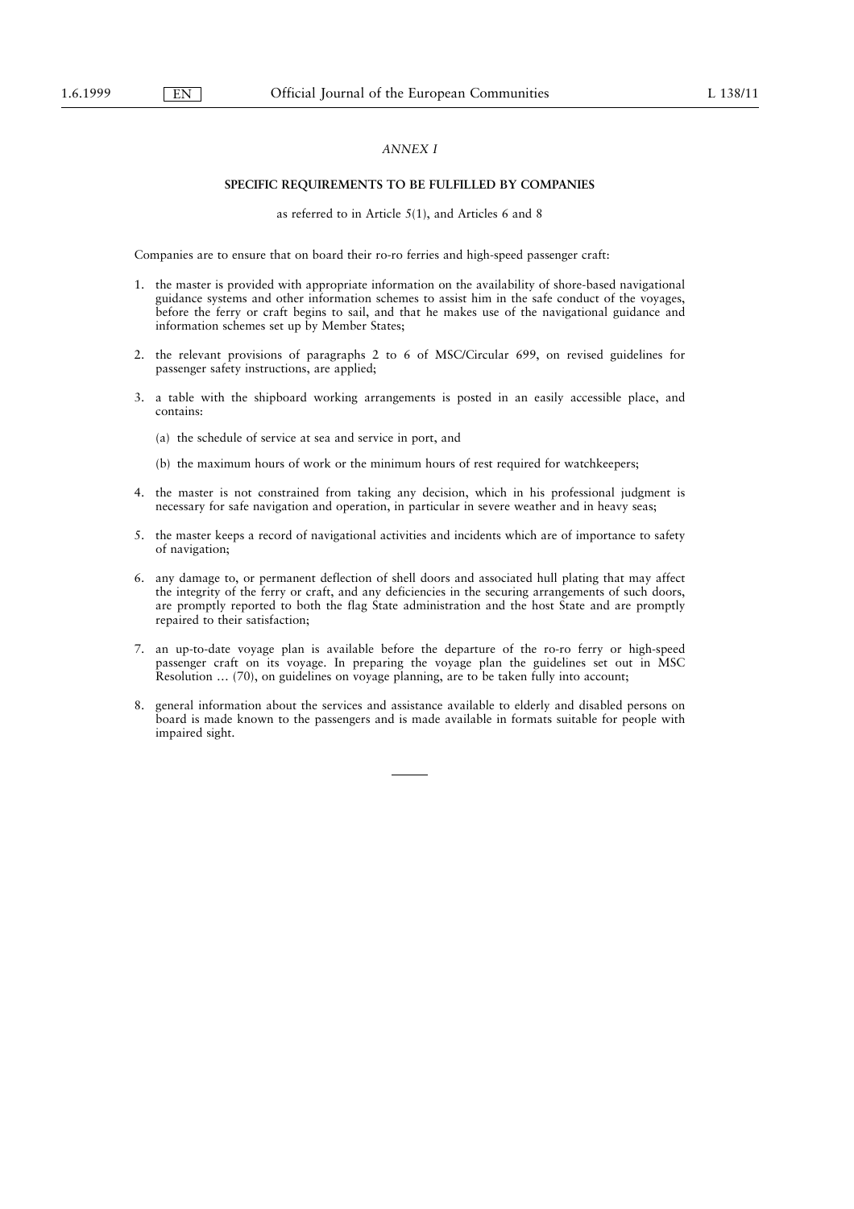*ANNEX I*

**SPECIFIC REQUIREMENTS TO BE FULFILLED BY COMPANIES**

as referred to in Article 5(1), and Articles 6 and 8

Companies are to ensure that on board their ro-ro ferries and high-speed passenger craft:

1. the master is provided with appropriate information on the availability of shore-based navigational guidance systems and other information schemes to assist him in the safe conduct of the voyages, before the ferry or craft begins to sail, and that he makes use of the navigational guidance and information schemes set up by Member States;

2. the relevant provisions of paragraphs 2 to 6 of MSC/Circular 699, on revised guidelines for passenger safety instructions, are applied;

3. a table with the shipboard working arrangements is posted in an easily accessible place, and contains:

   (a) the schedule of service at sea and service in port, and

   (b) the maximum hours of work or the minimum hours of rest required for watchkeepers;

4. the master is not constrained from taking any decision, which in his professional judgment is necessary for safe navigation and operation, in particular in severe weather and in heavy seas;

5. the master keeps a record of navigational activities and incidents which are of importance to safety of navigation;

6. any damage to, or permanent deflection of shell doors and associated hull plating that may affect the integrity of the ferry or craft, and any deficiencies in the securing arrangements of such doors, are promptly reported to both the flag State administration and the host State and are promptly repaired to their satisfaction;

7. an up-to-date voyage plan is available before the departure of the ro-ro ferry or high-speed passenger craft on its voyage. In preparing the voyage plan the guidelines set out in MSC Resolution … (70), on guidelines on voyage planning, are to be taken fully into account;

8. general information about the services and assistance available to elderly and disabled persons on board is made known to the passengers and is made available in formats suitable for people with impaired sight.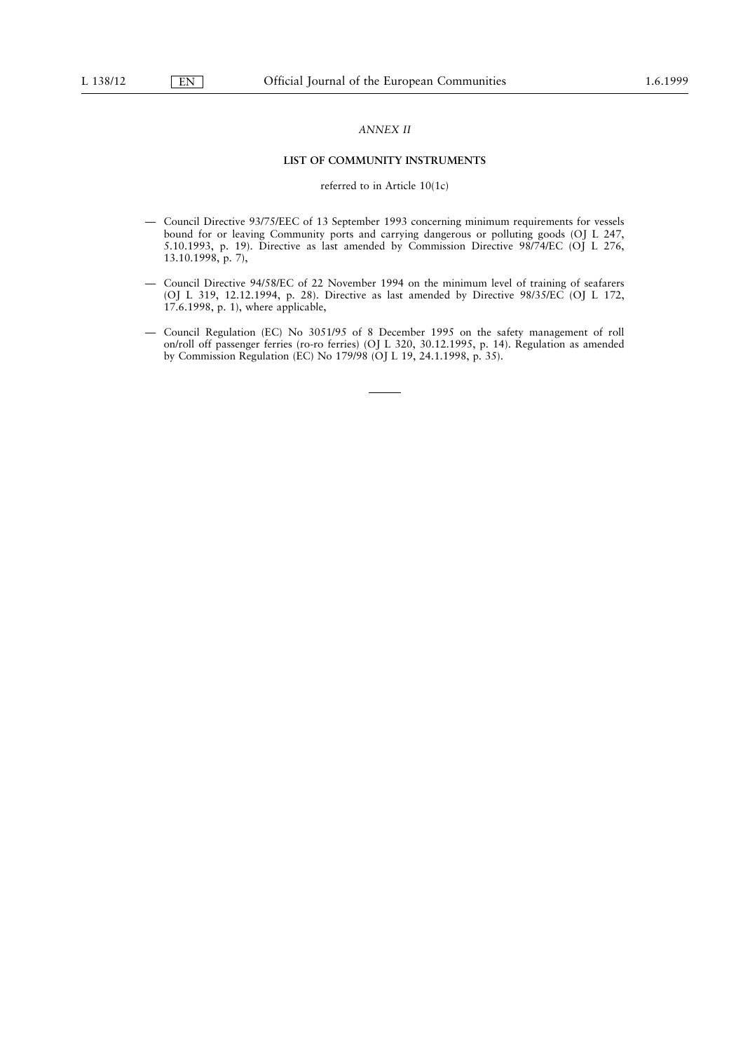*ANNEX II*

**LIST OF COMMUNITY INSTRUMENTS**

referred to in Article 10(1c)

— Council Directive 93/75/EEC of 13 September 1993 concerning minimum requirements for vessels bound for or leaving Community ports and carrying dangerous or polluting goods (OJ L 247, 5.10.1993, p. 19). Directive as last amended by Commission Directive 98/74/EC (OJ L 276, 13.10.1998, p. 7),

— Council Directive 94/58/EC of 22 November 1994 on the minimum level of training of seafarers (OJ L 319, 12.12.1994, p. 28). Directive as last amended by Directive 98/35/EC (OJ L 172, 17.6.1998, p. 1), where applicable,

— Council Regulation (EC) No 3051/95 of 8 December 1995 on the safety management of roll on/roll off passenger ferries (ro-ro ferries) (OJ L 320, 30.12.1995, p. 14). Regulation as amended by Commission Regulation (EC) No 179/98 (OJ L 19, 24.1.1998, p. 35).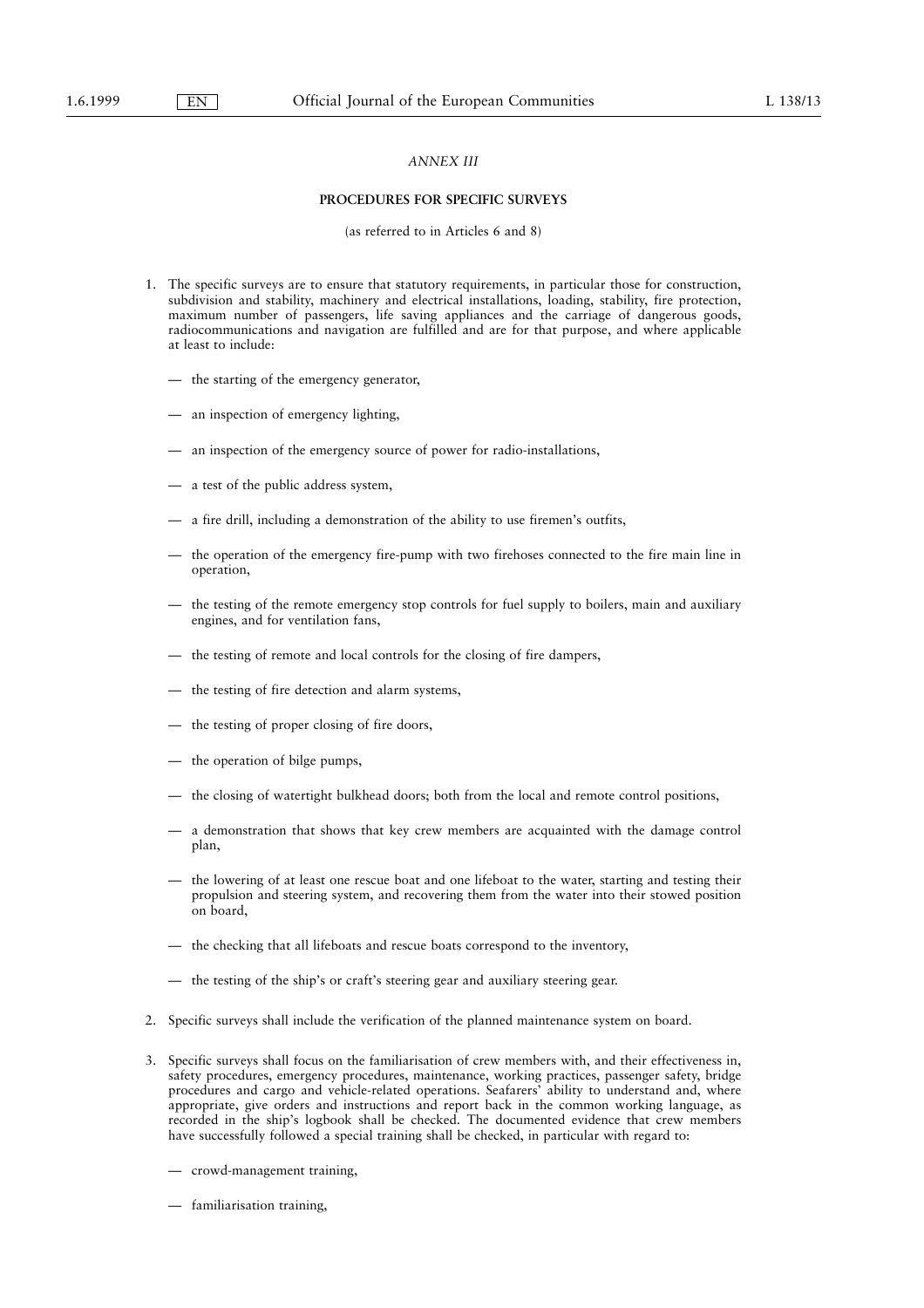*ANNEX III*

**PROCEDURES FOR SPECIFIC SURVEYS**

(as referred to in Articles 6 and 8)

1. The specific surveys are to ensure that statutory requirements, in particular those for construction, subdivision and stability, machinery and electrical installations, loading, stability, fire protection, maximum number of passengers, life saving appliances and the carriage of dangerous goods, radiocommunications and navigation are fulfilled and are for that purpose, and where applicable at least to include:

   — the starting of the emergency generator,

   — an inspection of emergency lighting,

   — an inspection of the emergency source of power for radio-installations,

   — a test of the public address system,

   — a fire drill, including a demonstration of the ability to use firemen's outfits,

   — the operation of the emergency fire-pump with two firehoses connected to the fire main line in operation,

   — the testing of the remote emergency stop controls for fuel supply to boilers, main and auxiliary engines, and for ventilation fans,

   — the testing of remote and local controls for the closing of fire dampers,

   — the testing of fire detection and alarm systems,

   — the testing of proper closing of fire doors,

   — the operation of bilge pumps,

   — the closing of watertight bulkhead doors; both from the local and remote control positions,

   — a demonstration that shows that key crew members are acquainted with the damage control plan,

   — the lowering of at least one rescue boat and one lifeboat to the water, starting and testing their propulsion and steering system, and recovering them from the water into their stowed position on board,

   — the checking that all lifeboats and rescue boats correspond to the inventory,

   — the testing of the ship's or craft's steering gear and auxiliary steering gear.

2. Specific surveys shall include the verification of the planned maintenance system on board.

3. Specific surveys shall focus on the familiarisation of crew members with, and their effectiveness in, safety procedures, emergency procedures, maintenance, working practices, passenger safety, bridge procedures and cargo and vehicle-related operations. Seafarers' ability to understand and, where appropriate, give orders and instructions and report back in the common working language, as recorded in the ship's logbook shall be checked. The documented evidence that crew members have successfully followed a special training shall be checked, in particular with regard to:

   — crowd-management training,

   — familiarisation training,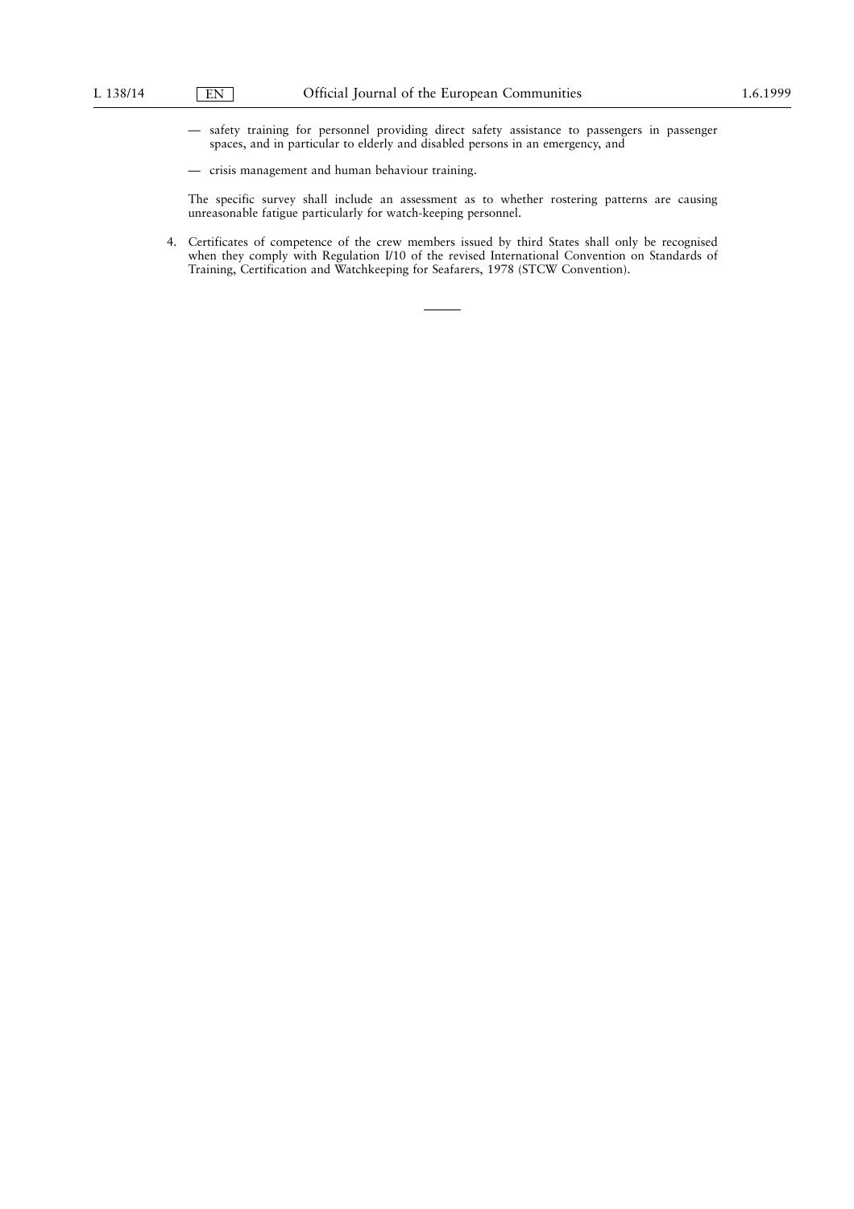— safety training for personnel providing direct safety assistance to passengers in passenger spaces, and in particular to elderly and disabled persons in an emergency, and

— crisis management and human behaviour training.

The specific survey shall include an assessment as to whether rostering patterns are causing unreasonable fatigue particularly for watch-keeping personnel.

4. Certificates of competence of the crew members issued by third States shall only be recognised when they comply with Regulation I/10 of the revised International Convention on Standards of Training, Certification and Watchkeeping for Seafarers, 1978 (STCW Convention).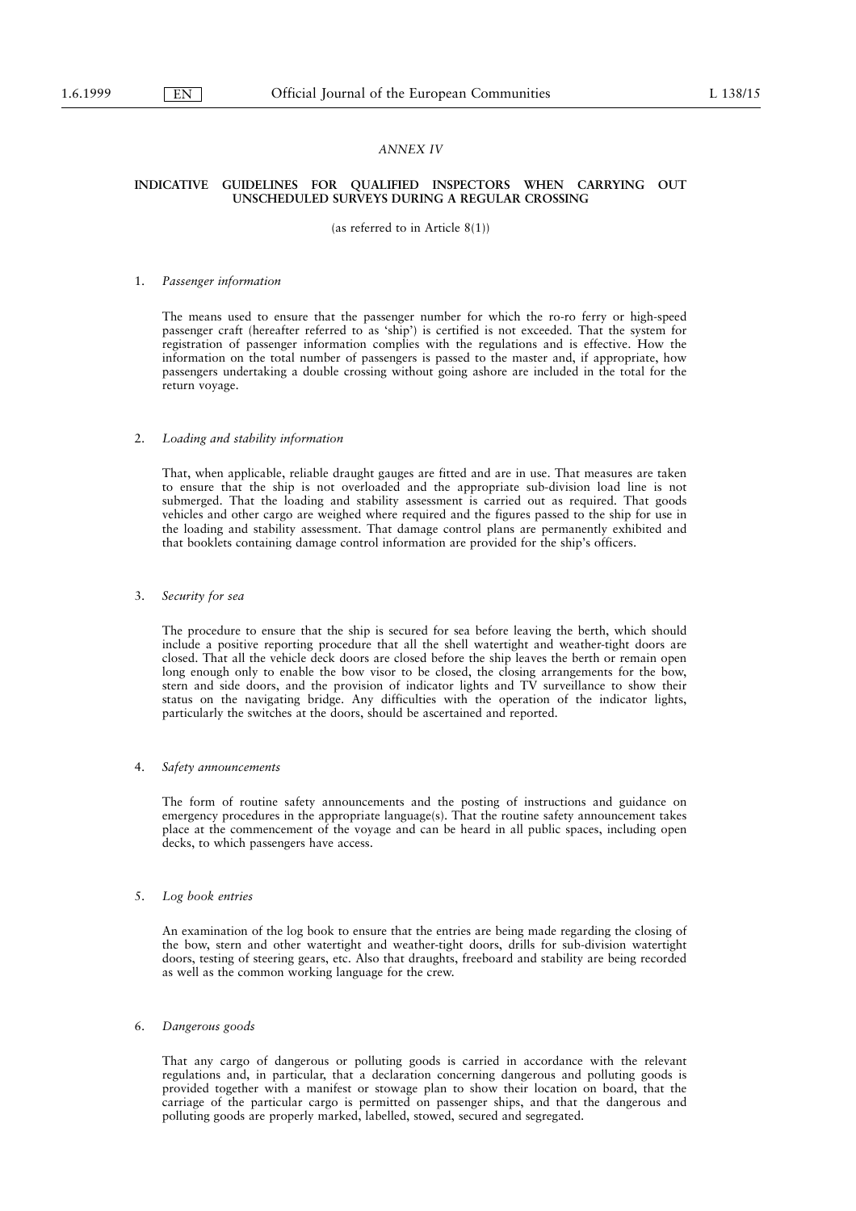*ANNEX IV*

**INDICATIVE GUIDELINES FOR QUALIFIED INSPECTORS WHEN CARRYING OUT UNSCHEDULED SURVEYS DURING A REGULAR CROSSING**

(as referred to in Article 8(1))

1. *Passenger information*

The means used to ensure that the passenger number for which the ro-ro ferry or high-speed passenger craft (hereafter referred to as 'ship') is certified is not exceeded. That the system for registration of passenger information complies with the regulations and is effective. How the information on the total number of passengers is passed to the master and, if appropriate, how passengers undertaking a double crossing without going ashore are included in the total for the return voyage.

2. *Loading and stability information*

That, when applicable, reliable draught gauges are fitted and are in use. That measures are taken to ensure that the ship is not overloaded and the appropriate sub-division load line is not submerged. That the loading and stability assessment is carried out as required. That goods vehicles and other cargo are weighed where required and the figures passed to the ship for use in the loading and stability assessment. That damage control plans are permanently exhibited and that booklets containing damage control information are provided for the ship's officers.

3. *Security for sea*

The procedure to ensure that the ship is secured for sea before leaving the berth, which should include a positive reporting procedure that all the shell watertight and weather-tight doors are closed. That all the vehicle deck doors are closed before the ship leaves the berth or remain open long enough only to enable the bow visor to be closed, the closing arrangements for the bow, stern and side doors, and the provision of indicator lights and TV surveillance to show their status on the navigating bridge. Any difficulties with the operation of the indicator lights, particularly the switches at the doors, should be ascertained and reported.

4. *Safety announcements*

The form of routine safety announcements and the posting of instructions and guidance on emergency procedures in the appropriate language(s). That the routine safety announcement takes place at the commencement of the voyage and can be heard in all public spaces, including open decks, to which passengers have access.

5. *Log book entries*

An examination of the log book to ensure that the entries are being made regarding the closing of the bow, stern and other watertight and weather-tight doors, drills for sub-division watertight doors, testing of steering gears, etc. Also that draughts, freeboard and stability are being recorded as well as the common working language for the crew.

6. *Dangerous goods*

That any cargo of dangerous or polluting goods is carried in accordance with the relevant regulations and, in particular, that a declaration concerning dangerous and polluting goods is provided together with a manifest or stowage plan to show their location on board, that the carriage of the particular cargo is permitted on passenger ships, and that the dangerous and polluting goods are properly marked, labelled, stowed, secured and segregated.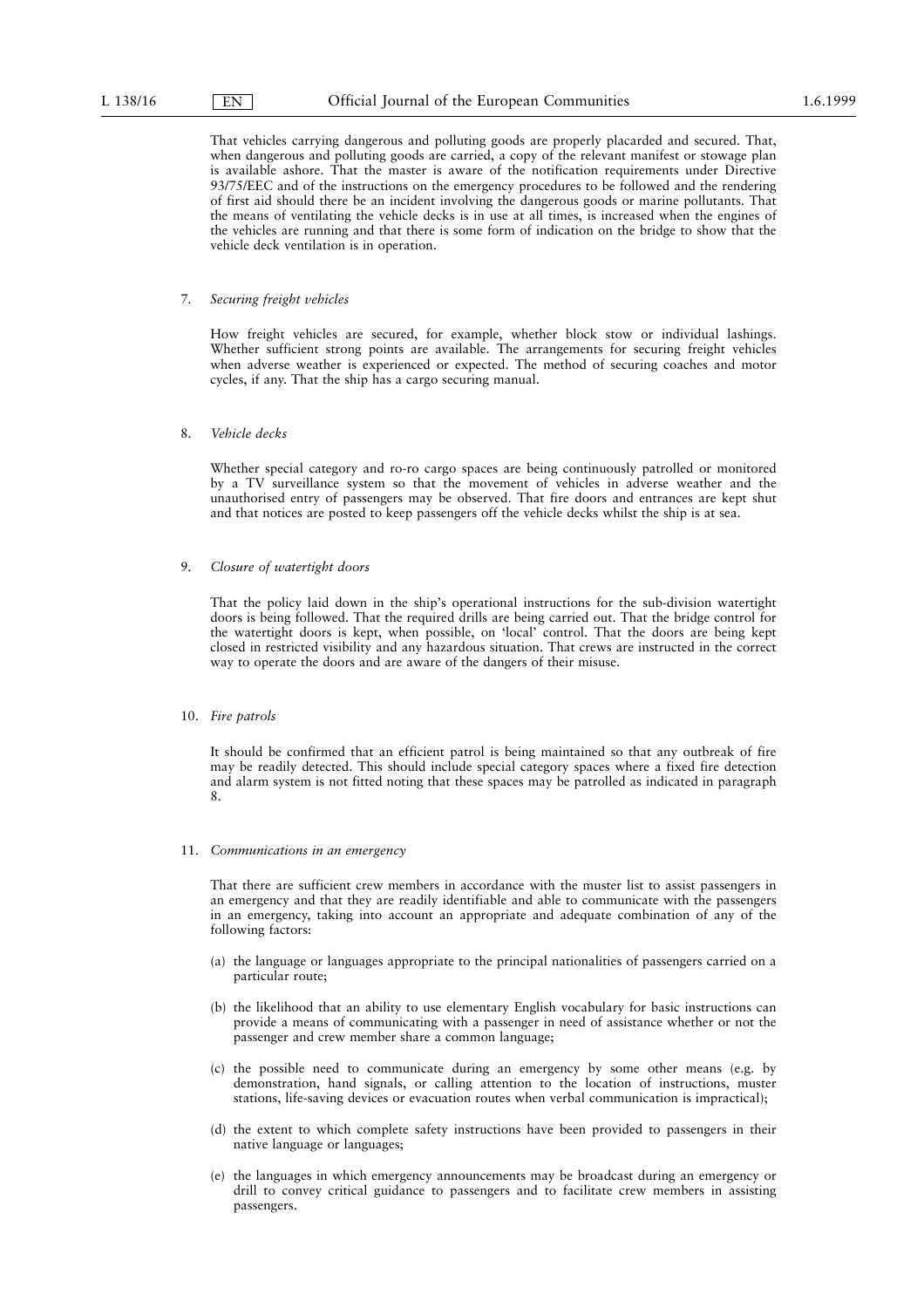That vehicles carrying dangerous and polluting goods are properly placarded and secured. That, when dangerous and polluting goods are carried, a copy of the relevant manifest or stowage plan is available ashore. That the master is aware of the notification requirements under Directive 93/75/EEC and of the instructions on the emergency procedures to be followed and the rendering of first aid should there be an incident involving the dangerous goods or marine pollutants. That the means of ventilating the vehicle decks is in use at all times, is increased when the engines of the vehicles are running and that there is some form of indication on the bridge to show that the vehicle deck ventilation is in operation.

7. *Securing freight vehicles*

How freight vehicles are secured, for example, whether block stow or individual lashings. Whether sufficient strong points are available. The arrangements for securing freight vehicles when adverse weather is experienced or expected. The method of securing coaches and motor cycles, if any. That the ship has a cargo securing manual.

8. *Vehicle decks*

Whether special category and ro-ro cargo spaces are being continuously patrolled or monitored by a TV surveillance system so that the movement of vehicles in adverse weather and the unauthorised entry of passengers may be observed. That fire doors and entrances are kept shut and that notices are posted to keep passengers off the vehicle decks whilst the ship is at sea.

9. *Closure of watertight doors*

That the policy laid down in the ship's operational instructions for the sub-division watertight doors is being followed. That the required drills are being carried out. That the bridge control for the watertight doors is kept, when possible, on 'local' control. That the doors are being kept closed in restricted visibility and any hazardous situation. That crews are instructed in the correct way to operate the doors and are aware of the dangers of their misuse.

10. *Fire patrols*

It should be confirmed that an efficient patrol is being maintained so that any outbreak of fire may be readily detected. This should include special category spaces where a fixed fire detection and alarm system is not fitted noting that these spaces may be patrolled as indicated in paragraph 8.

11. *Communications in an emergency*

That there are sufficient crew members in accordance with the muster list to assist passengers in an emergency and that they are readily identifiable and able to communicate with the passengers in an emergency, taking into account an appropriate and adequate combination of any of the following factors:

(a) the language or languages appropriate to the principal nationalities of passengers carried on a particular route;

(b) the likelihood that an ability to use elementary English vocabulary for basic instructions can provide a means of communicating with a passenger in need of assistance whether or not the passenger and crew member share a common language;

(c) the possible need to communicate during an emergency by some other means (e.g. by demonstration, hand signals, or calling attention to the location of instructions, muster stations, life-saving devices or evacuation routes when verbal communication is impractical);

(d) the extent to which complete safety instructions have been provided to passengers in their native language or languages;

(e) the languages in which emergency announcements may be broadcast during an emergency or drill to convey critical guidance to passengers and to facilitate crew members in assisting passengers.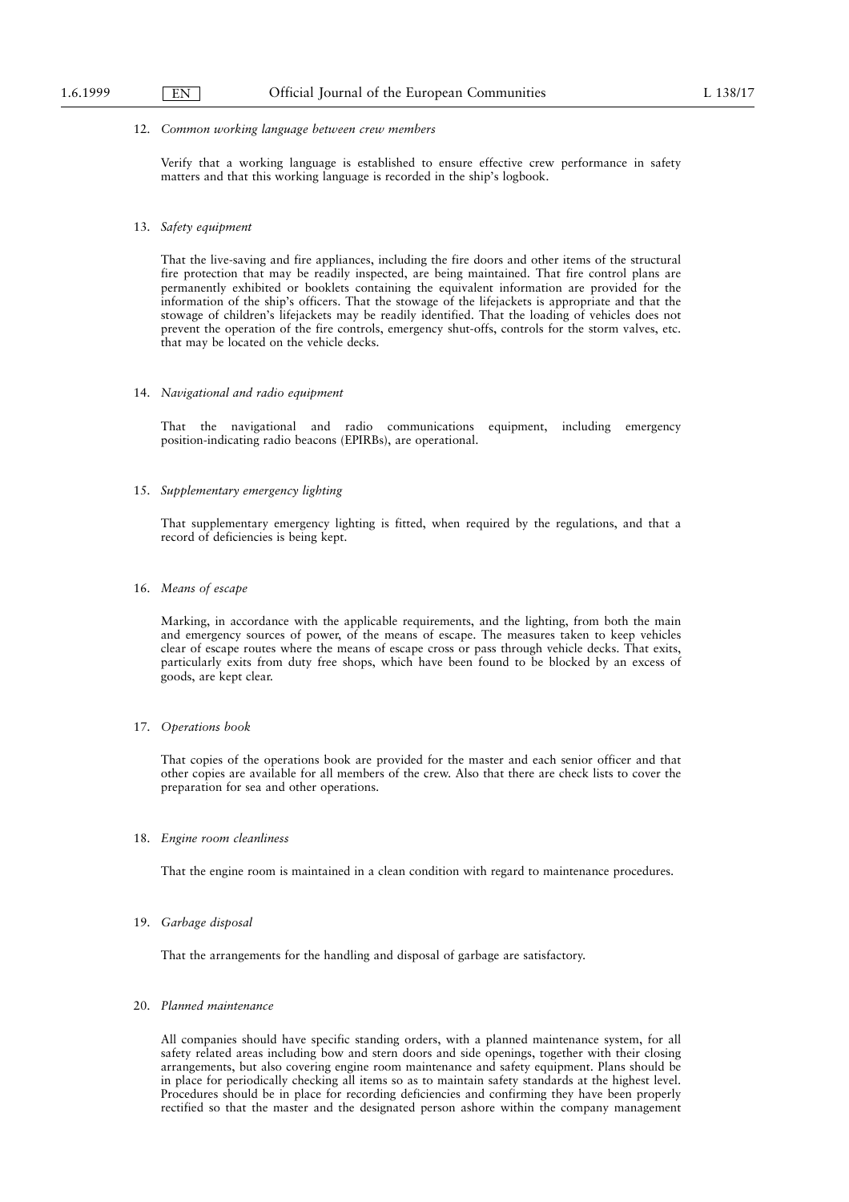12. *Common working language between crew members*

    Verify that a working language is established to ensure effective crew performance in safety matters and that this working language is recorded in the ship's logbook.

13. *Safety equipment*

    That the live-saving and fire appliances, including the fire doors and other items of the structural fire protection that may be readily inspected, are being maintained. That fire control plans are permanently exhibited or booklets containing the equivalent information are provided for the information of the ship's officers. That the stowage of the lifejackets is appropriate and that the stowage of children's lifejackets may be readily identified. That the loading of vehicles does not prevent the operation of the fire controls, emergency shut-offs, controls for the storm valves, etc. that may be located on the vehicle decks.

14. *Navigational and radio equipment*

    That the navigational and radio communications equipment, including emergency position-indicating radio beacons (EPIRBs), are operational.

15. *Supplementary emergency lighting*

    That supplementary emergency lighting is fitted, when required by the regulations, and that a record of deficiencies is being kept.

16. *Means of escape*

    Marking, in accordance with the applicable requirements, and the lighting, from both the main and emergency sources of power, of the means of escape. The measures taken to keep vehicles clear of escape routes where the means of escape cross or pass through vehicle decks. That exits, particularly exits from duty free shops, which have been found to be blocked by an excess of goods, are kept clear.

17. *Operations book*

    That copies of the operations book are provided for the master and each senior officer and that other copies are available for all members of the crew. Also that there are check lists to cover the preparation for sea and other operations.

18. *Engine room cleanliness*

    That the engine room is maintained in a clean condition with regard to maintenance procedures.

19. *Garbage disposal*

    That the arrangements for the handling and disposal of garbage are satisfactory.

20. *Planned maintenance*

    All companies should have specific standing orders, with a planned maintenance system, for all safety related areas including bow and stern doors and side openings, together with their closing arrangements, but also covering engine room maintenance and safety equipment. Plans should be in place for periodically checking all items so as to maintain safety standards at the highest level. Procedures should be in place for recording deficiencies and confirming they have been properly rectified so that the master and the designated person ashore within the company management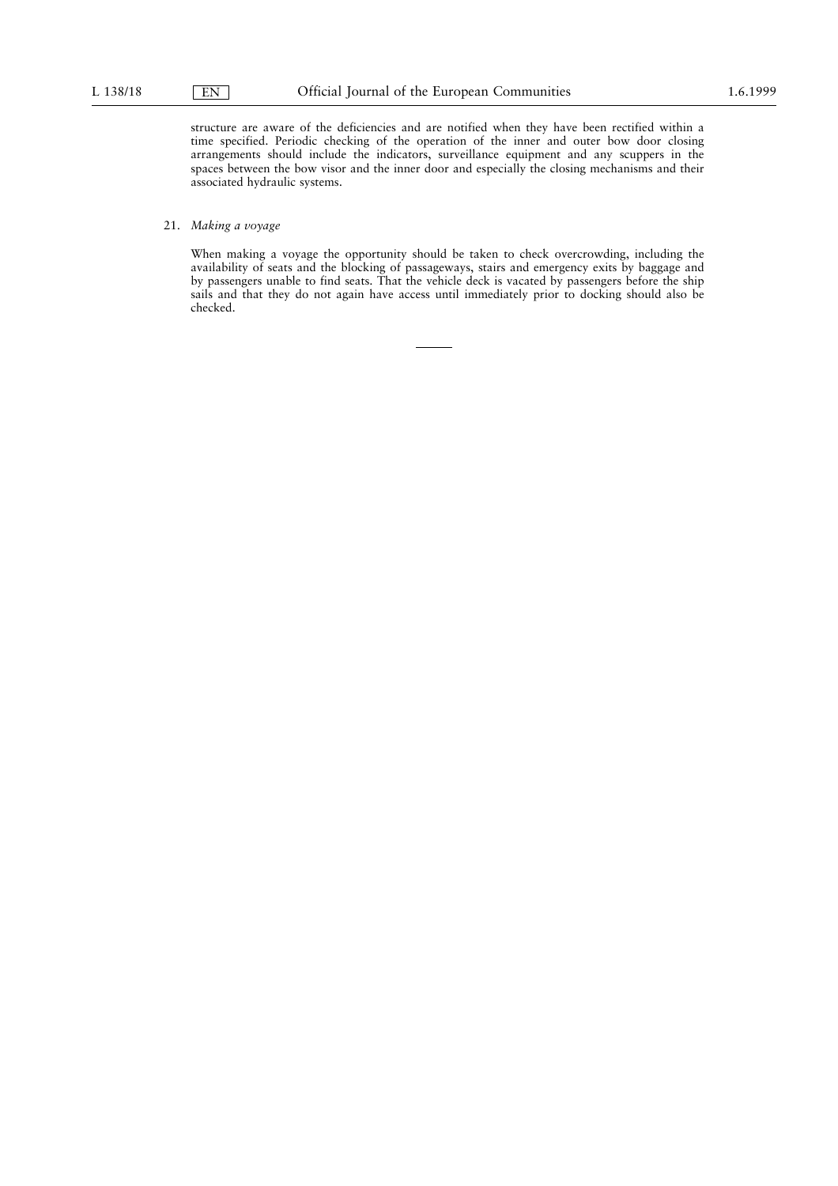structure are aware of the deficiencies and are notified when they have been rectified within a time specified. Periodic checking of the operation of the inner and outer bow door closing arrangements should include the indicators, surveillance equipment and any scuppers in the spaces between the bow visor and the inner door and especially the closing mechanisms and their associated hydraulic systems.

21. *Making a voyage*

When making a voyage the opportunity should be taken to check overcrowding, including the availability of seats and the blocking of passageways, stairs and emergency exits by baggage and by passengers unable to find seats. That the vehicle deck is vacated by passengers before the ship sails and that they do not again have access until immediately prior to docking should also be checked.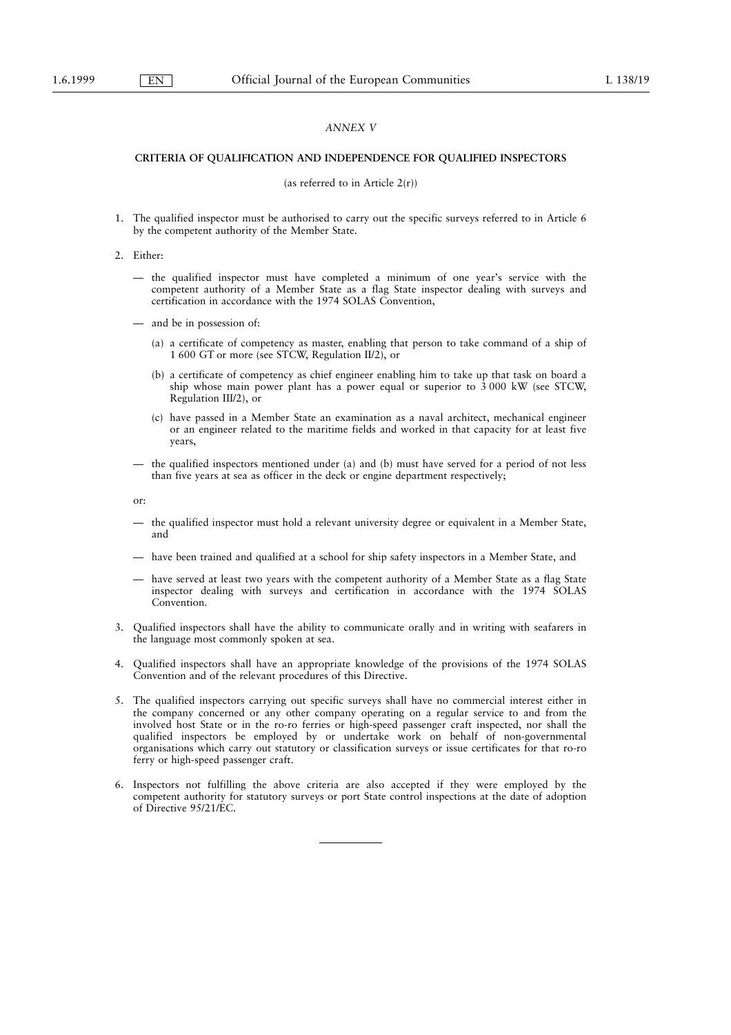*ANNEX V*

**CRITERIA OF QUALIFICATION AND INDEPENDENCE FOR QUALIFIED INSPECTORS**

(as referred to in Article 2(r))

1. The qualified inspector must be authorised to carry out the specific surveys referred to in Article 6 by the competent authority of the Member State.

2. Either:

   — the qualified inspector must have completed a minimum of one year's service with the competent authority of a Member State as a flag State inspector dealing with surveys and certification in accordance with the 1974 SOLAS Convention,

   — and be in possession of:

      (a) a certificate of competency as master, enabling that person to take command of a ship of 1 600 GT or more (see STCW, Regulation II/2), or

      (b) a certificate of competency as chief engineer enabling him to take up that task on board a ship whose main power plant has a power equal or superior to 3 000 kW (see STCW, Regulation III/2), or

      (c) have passed in a Member State an examination as a naval architect, mechanical engineer or an engineer related to the maritime fields and worked in that capacity for at least five years,

   — the qualified inspectors mentioned under (a) and (b) must have served for a period of not less than five years at sea as officer in the deck or engine department respectively;

   or:

   — the qualified inspector must hold a relevant university degree or equivalent in a Member State, and

   — have been trained and qualified at a school for ship safety inspectors in a Member State, and

   — have served at least two years with the competent authority of a Member State as a flag State inspector dealing with surveys and certification in accordance with the 1974 SOLAS Convention.

3. Qualified inspectors shall have the ability to communicate orally and in writing with seafarers in the language most commonly spoken at sea.

4. Qualified inspectors shall have an appropriate knowledge of the provisions of the 1974 SOLAS Convention and of the relevant procedures of this Directive.

5. The qualified inspectors carrying out specific surveys shall have no commercial interest either in the company concerned or any other company operating on a regular service to and from the involved host State or in the ro-ro ferries or high-speed passenger craft inspected, nor shall the qualified inspectors be employed by or undertake work on behalf of non-governmental organisations which carry out statutory or classification surveys or issue certificates for that ro-ro ferry or high-speed passenger craft.

6. Inspectors not fulfilling the above criteria are also accepted if they were employed by the competent authority for statutory surveys or port State control inspections at the date of adoption of Directive 95/21/EC.